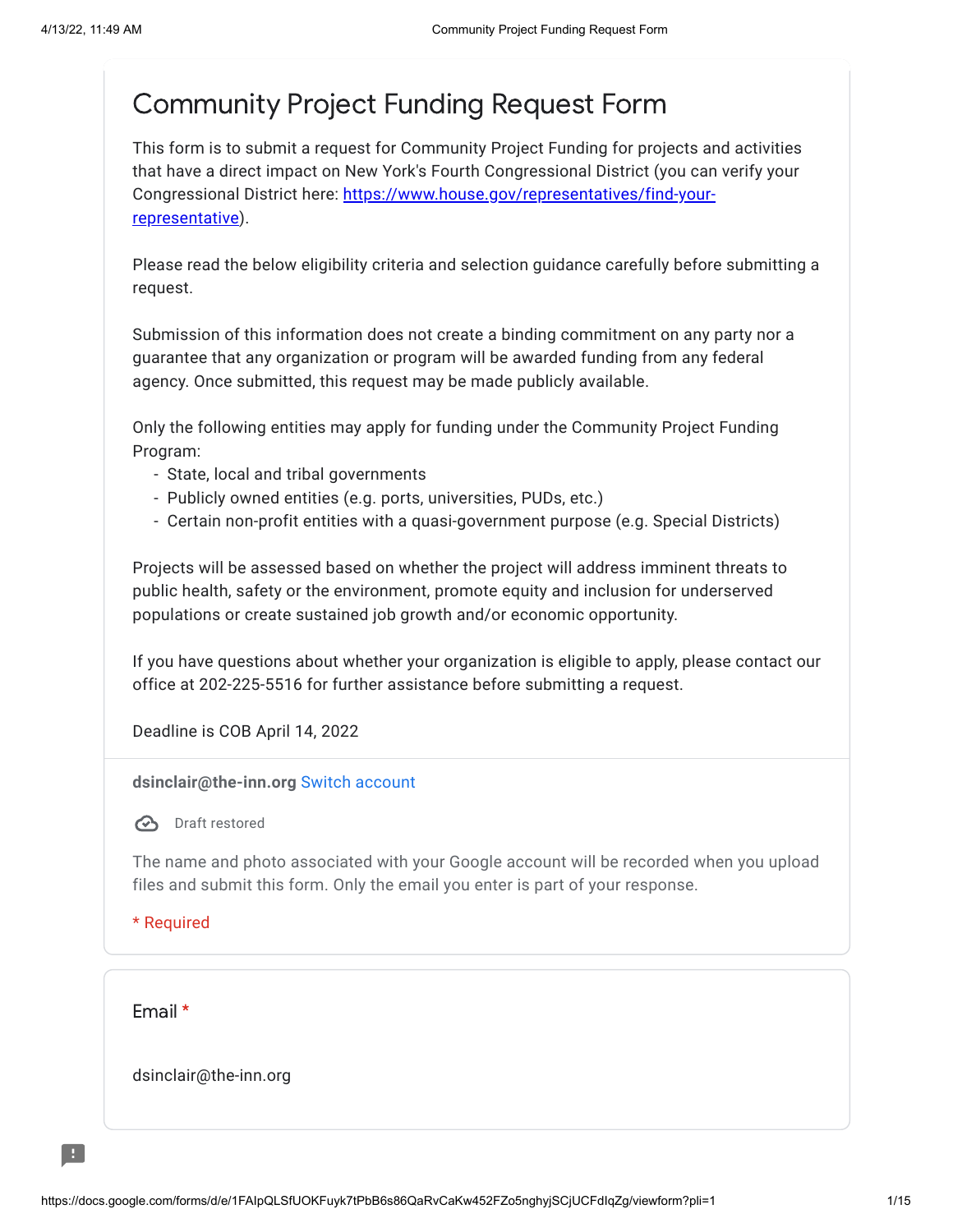# Community Project Funding Request Form

This form is to submit a request for Community Project Funding for projects and activities that have a direct impact on New York's Fourth Congressional District (you can verify your Congressional District here: [https://www.house.gov/representatives/find-your-representative](https://www.house.gov/representatives/find-your-representative)).

Please read the below eligibility criteria and selection guidance carefully before submitting a request.

Submission of this information does not create a binding commitment on any party nor a guarantee that any organization or program will be awarded funding from any federal agency. Once submitted, this request may be made publicly available.

Only the following entities may apply for funding under the Community Project Funding Program:

- State, local and tribal governments
- Publicly owned entities (e.g. ports, universities, PUDs, etc.)
- Certain non-profit entities with a quasi-government purpose (e.g. Special Districts)

Projects will be assessed based on whether the project will address imminent threats to public health, safety or the environment, promote equity and inclusion for underserved populations or create sustained job growth and/or economic opportunity.

If you have questions about whether your organization is eligible to apply, please contact our office at 202-225-5516 for further assistance before submitting a request.

Deadline is COB April 14, 2022

**dsinclair@the-inn.org** Switch account

Draft restored

The name and photo associated with your Google account will be recorded when you upload files and submit this form. Only the email you enter is part of your response.

\* Required

Email *

dsinclair@the-inn.org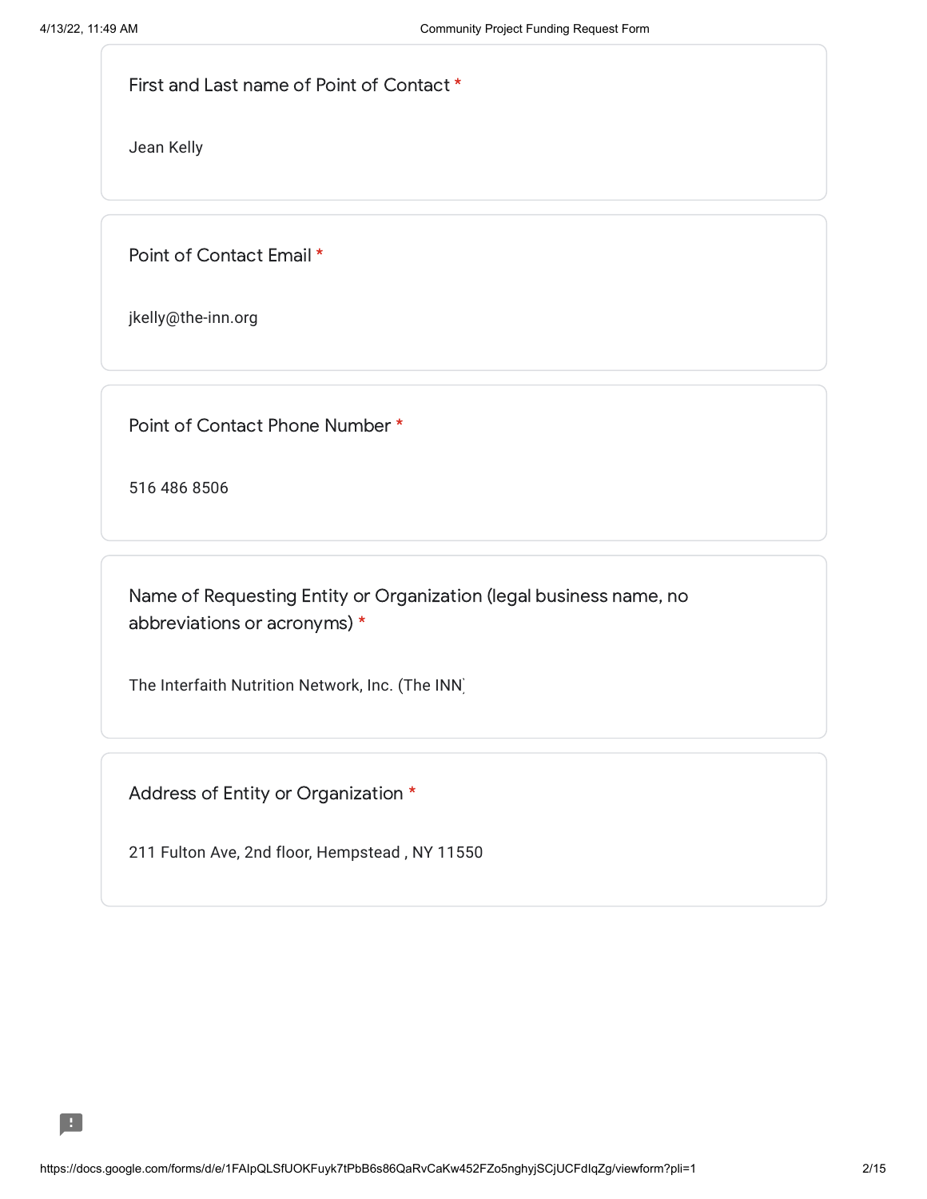First and Last name of Point of Contact *

Jean Kelly

Point of Contact Email *

jkelly@the-inn.org

Point of Contact Phone Number *

516 486 8506

Name of Requesting Entity or Organization (legal business name, no abbreviations or acronyms) *

The Interfaith Nutrition Network, Inc. (The INN)

Address of Entity or Organization *

211 Fulton Ave, 2nd floor, Hempstead , NY 11550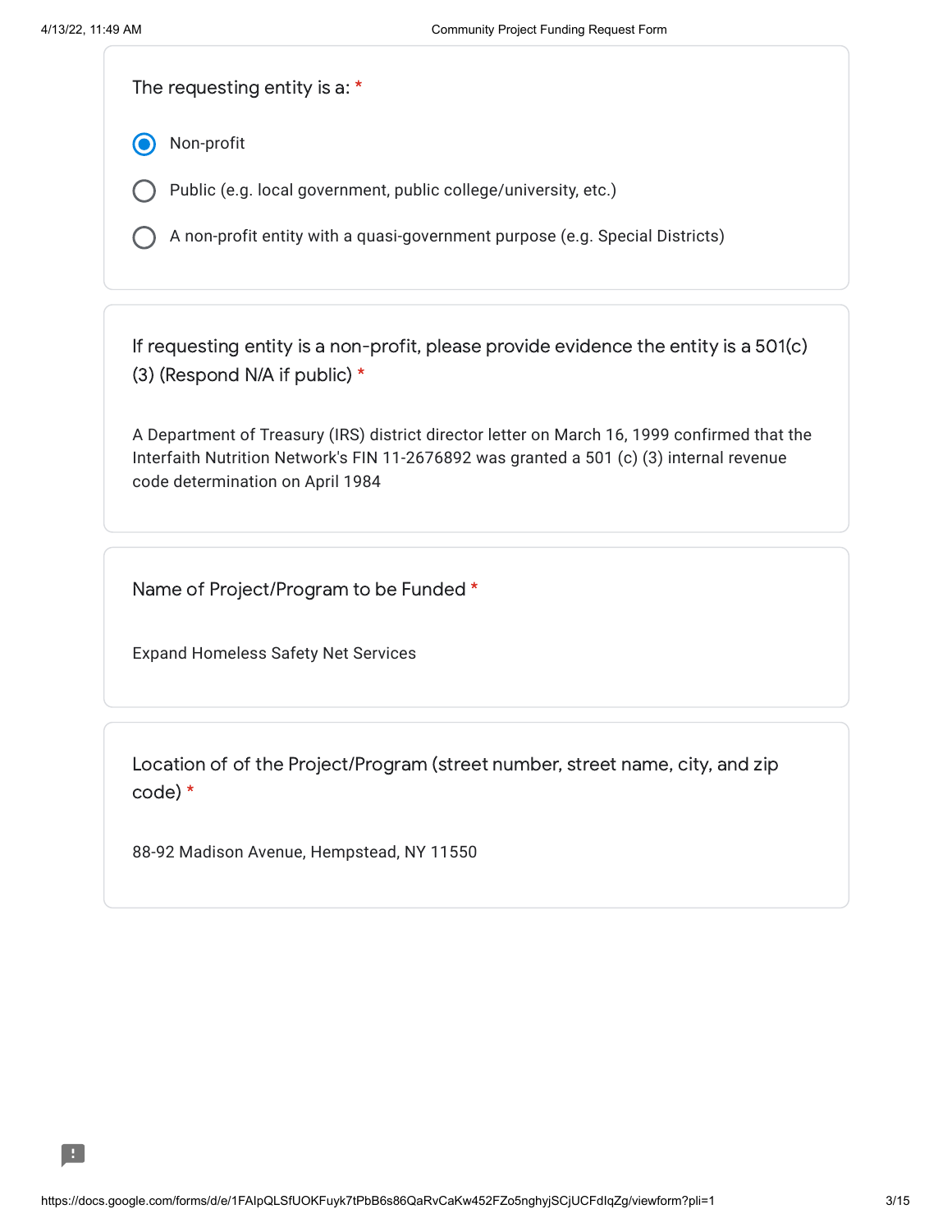The requesting entity is a: *

- (●) Non-profit
- ( ) Public (e.g. local government, public college/university, etc.)
- ( ) A non-profit entity with a quasi-government purpose (e.g. Special Districts)

If requesting entity is a non-profit, please provide evidence the entity is a 501(c)(3) (Respond N/A if public) *

A Department of Treasury (IRS) district director letter on March 16, 1999 confirmed that the Interfaith Nutrition Network's FIN 11-2676892 was granted a 501 (c) (3) internal revenue code determination on April 1984

Name of Project/Program to be Funded *

Expand Homeless Safety Net Services

Location of of the Project/Program (street number, street name, city, and zip code) *

88-92 Madison Avenue, Hempstead, NY 11550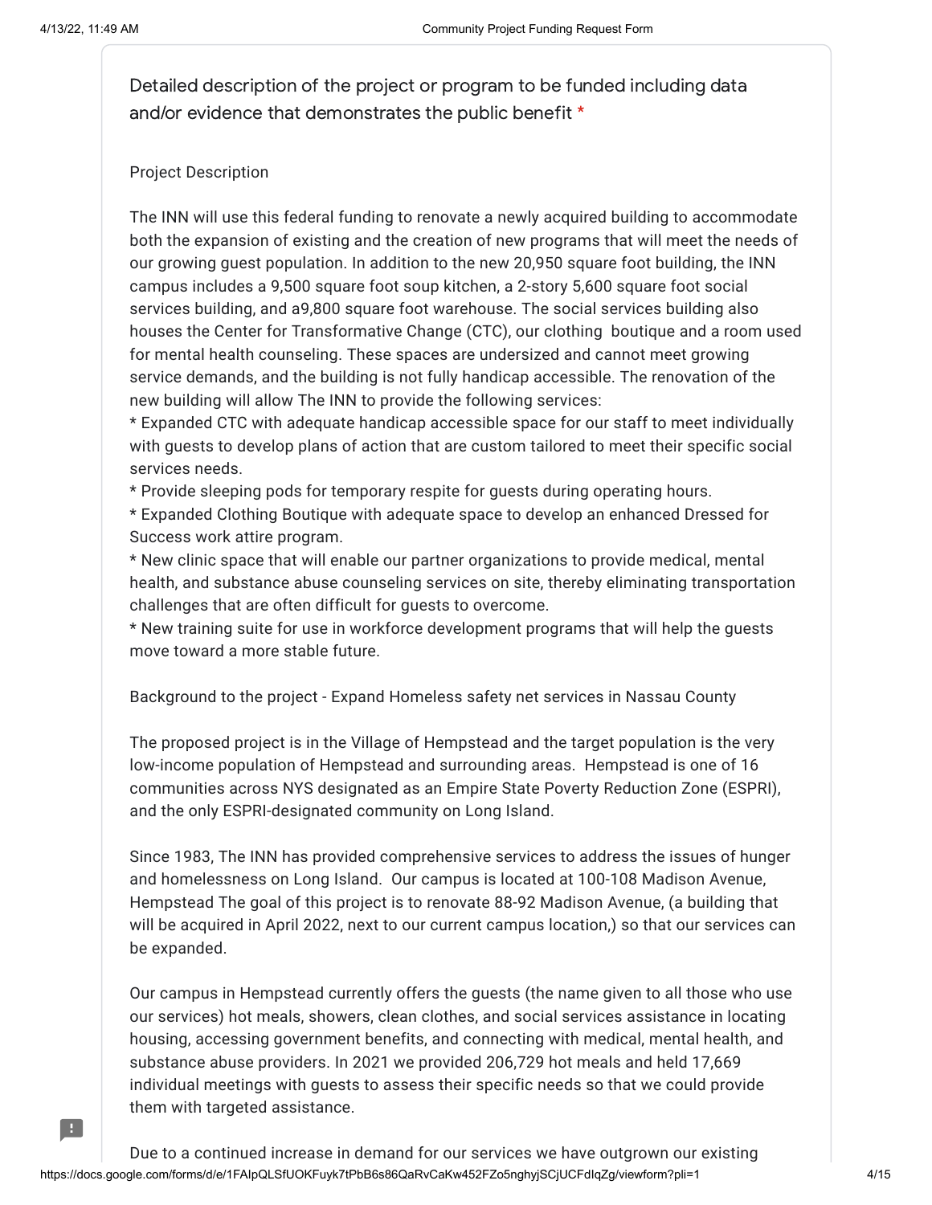Detailed description of the project or program to be funded including data and/or evidence that demonstrates the public benefit *

Project Description

The INN will use this federal funding to renovate a newly acquired building to accommodate both the expansion of existing and the creation of new programs that will meet the needs of our growing guest population. In addition to the new 20,950 square foot building, the INN campus includes a 9,500 square foot soup kitchen, a 2-story 5,600 square foot social services building, and a9,800 square foot warehouse. The social services building also houses the Center for Transformative Change (CTC), our clothing boutique and a room used for mental health counseling. These spaces are undersized and cannot meet growing service demands, and the building is not fully handicap accessible. The renovation of the new building will allow The INN to provide the following services:

* Expanded CTC with adequate handicap accessible space for our staff to meet individually with guests to develop plans of action that are custom tailored to meet their specific social services needs.
* Provide sleeping pods for temporary respite for guests during operating hours.
* Expanded Clothing Boutique with adequate space to develop an enhanced Dressed for Success work attire program.
* New clinic space that will enable our partner organizations to provide medical, mental health, and substance abuse counseling services on site, thereby eliminating transportation challenges that are often difficult for guests to overcome.
* New training suite for use in workforce development programs that will help the guests move toward a more stable future.

Background to the project - Expand Homeless safety net services in Nassau County

The proposed project is in the Village of Hempstead and the target population is the very low-income population of Hempstead and surrounding areas. Hempstead is one of 16 communities across NYS designated as an Empire State Poverty Reduction Zone (ESPRI), and the only ESPRI-designated community on Long Island.

Since 1983, The INN has provided comprehensive services to address the issues of hunger and homelessness on Long Island. Our campus is located at 100-108 Madison Avenue, Hempstead The goal of this project is to renovate 88-92 Madison Avenue, (a building that will be acquired in April 2022, next to our current campus location,) so that our services can be expanded.

Our campus in Hempstead currently offers the guests (the name given to all those who use our services) hot meals, showers, clean clothes, and social services assistance in locating housing, accessing government benefits, and connecting with medical, mental health, and substance abuse providers. In 2021 we provided 206,729 hot meals and held 17,669 individual meetings with guests to assess their specific needs so that we could provide them with targeted assistance.

Due to a continued increase in demand for our services we have outgrown our existing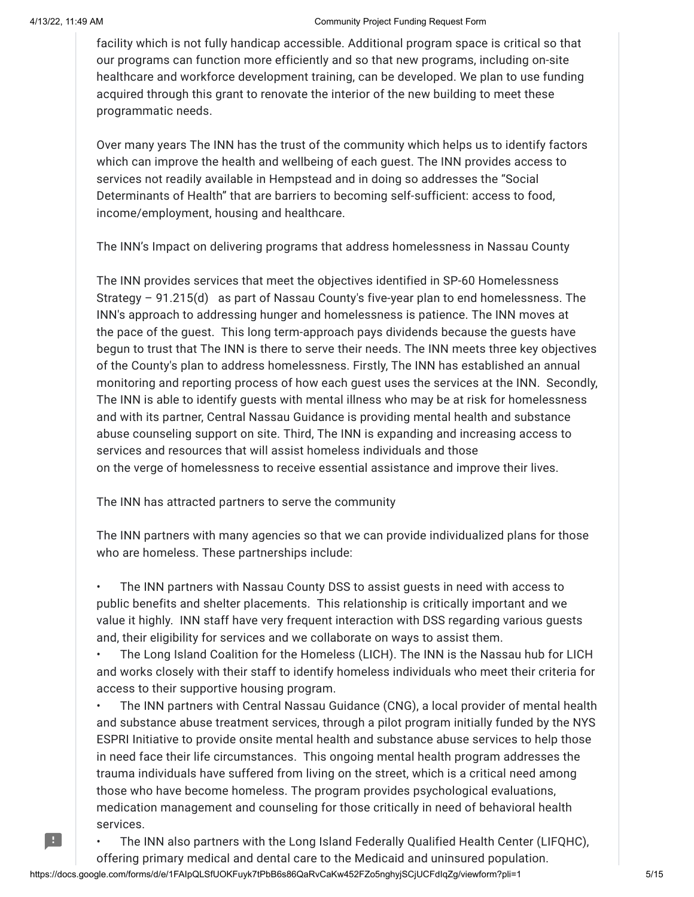facility which is not fully handicap accessible. Additional program space is critical so that our programs can function more efficiently and so that new programs, including on-site healthcare and workforce development training, can be developed. We plan to use funding acquired through this grant to renovate the interior of the new building to meet these programmatic needs.

Over many years The INN has the trust of the community which helps us to identify factors which can improve the health and wellbeing of each guest. The INN provides access to services not readily available in Hempstead and in doing so addresses the "Social Determinants of Health" that are barriers to becoming self-sufficient: access to food, income/employment, housing and healthcare.

The INN's Impact on delivering programs that address homelessness in Nassau County

The INN provides services that meet the objectives identified in SP-60 Homelessness Strategy – 91.215(d) as part of Nassau County's five-year plan to end homelessness. The INN's approach to addressing hunger and homelessness is patience. The INN moves at the pace of the guest. This long term-approach pays dividends because the guests have begun to trust that The INN is there to serve their needs. The INN meets three key objectives of the County's plan to address homelessness. Firstly, The INN has established an annual monitoring and reporting process of how each guest uses the services at the INN. Secondly, The INN is able to identify guests with mental illness who may be at risk for homelessness and with its partner, Central Nassau Guidance is providing mental health and substance abuse counseling support on site. Third, The INN is expanding and increasing access to services and resources that will assist homeless individuals and those on the verge of homelessness to receive essential assistance and improve their lives.

The INN has attracted partners to serve the community

The INN partners with many agencies so that we can provide individualized plans for those who are homeless. These partnerships include:

- The INN partners with Nassau County DSS to assist guests in need with access to public benefits and shelter placements. This relationship is critically important and we value it highly. INN staff have very frequent interaction with DSS regarding various guests and, their eligibility for services and we collaborate on ways to assist them.
- The Long Island Coalition for the Homeless (LICH). The INN is the Nassau hub for LICH and works closely with their staff to identify homeless individuals who meet their criteria for access to their supportive housing program.
- The INN partners with Central Nassau Guidance (CNG), a local provider of mental health and substance abuse treatment services, through a pilot program initially funded by the NYS ESPRI Initiative to provide onsite mental health and substance abuse services to help those in need face their life circumstances. This ongoing mental health program addresses the trauma individuals have suffered from living on the street, which is a critical need among those who have become homeless. The program provides psychological evaluations, medication management and counseling for those critically in need of behavioral health services.
- The INN also partners with the Long Island Federally Qualified Health Center (LIFQHC), offering primary medical and dental care to the Medicaid and uninsured population.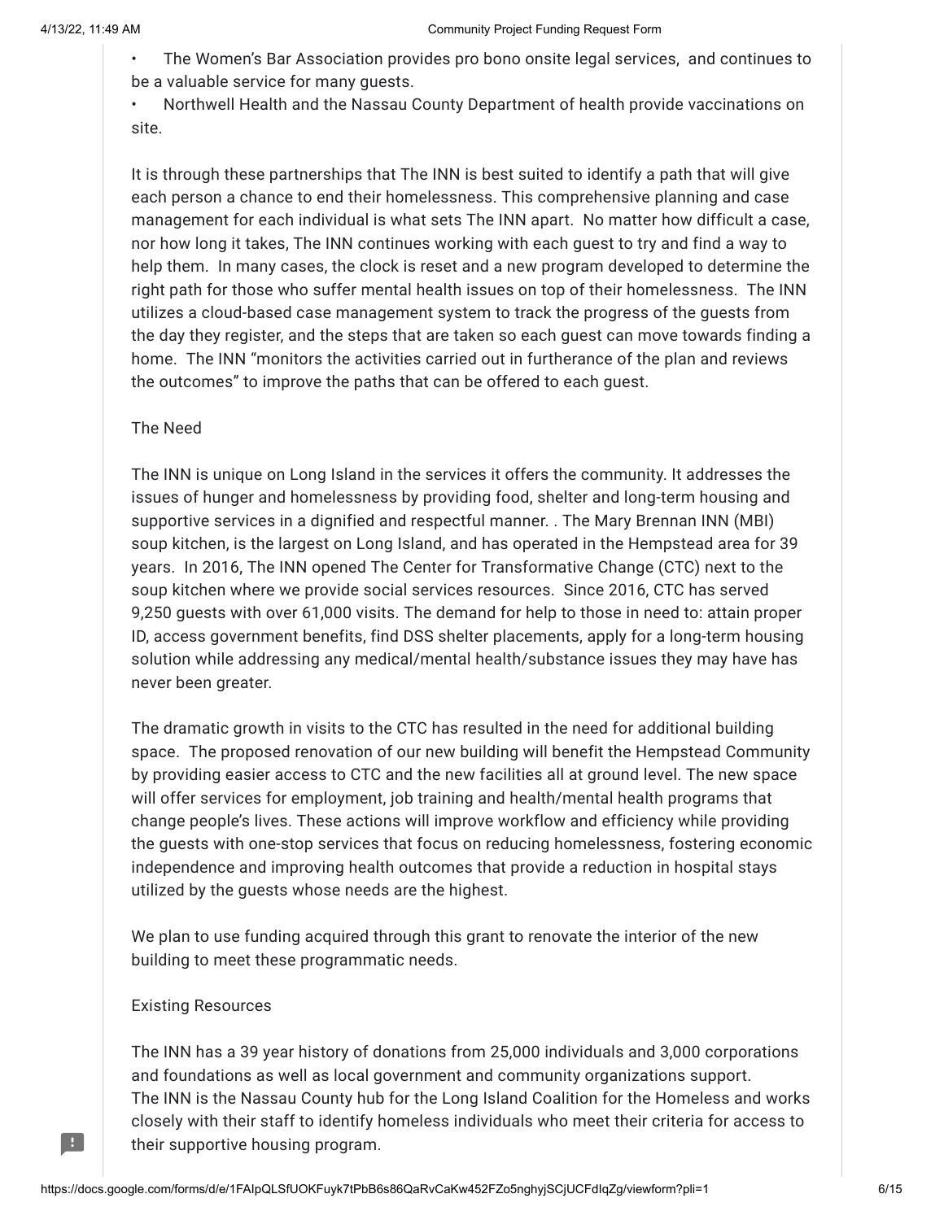- The Women's Bar Association provides pro bono onsite legal services, and continues to be a valuable service for many guests.
- Northwell Health and the Nassau County Department of health provide vaccinations on site.

It is through these partnerships that The INN is best suited to identify a path that will give each person a chance to end their homelessness. This comprehensive planning and case management for each individual is what sets The INN apart. No matter how difficult a case, nor how long it takes, The INN continues working with each guest to try and find a way to help them. In many cases, the clock is reset and a new program developed to determine the right path for those who suffer mental health issues on top of their homelessness. The INN utilizes a cloud-based case management system to track the progress of the guests from the day they register, and the steps that are taken so each guest can move towards finding a home. The INN "monitors the activities carried out in furtherance of the plan and reviews the outcomes" to improve the paths that can be offered to each guest.

The Need

The INN is unique on Long Island in the services it offers the community. It addresses the issues of hunger and homelessness by providing food, shelter and long-term housing and supportive services in a dignified and respectful manner. . The Mary Brennan INN (MBI) soup kitchen, is the largest on Long Island, and has operated in the Hempstead area for 39 years. In 2016, The INN opened The Center for Transformative Change (CTC) next to the soup kitchen where we provide social services resources. Since 2016, CTC has served 9,250 guests with over 61,000 visits. The demand for help to those in need to: attain proper ID, access government benefits, find DSS shelter placements, apply for a long-term housing solution while addressing any medical/mental health/substance issues they may have has never been greater.

The dramatic growth in visits to the CTC has resulted in the need for additional building space. The proposed renovation of our new building will benefit the Hempstead Community by providing easier access to CTC and the new facilities all at ground level. The new space will offer services for employment, job training and health/mental health programs that change people's lives. These actions will improve workflow and efficiency while providing the guests with one-stop services that focus on reducing homelessness, fostering economic independence and improving health outcomes that provide a reduction in hospital stays utilized by the guests whose needs are the highest.

We plan to use funding acquired through this grant to renovate the interior of the new building to meet these programmatic needs.

Existing Resources

The INN has a 39 year history of donations from 25,000 individuals and 3,000 corporations and foundations as well as local government and community organizations support.
The INN is the Nassau County hub for the Long Island Coalition for the Homeless and works closely with their staff to identify homeless individuals who meet their criteria for access to their supportive housing program.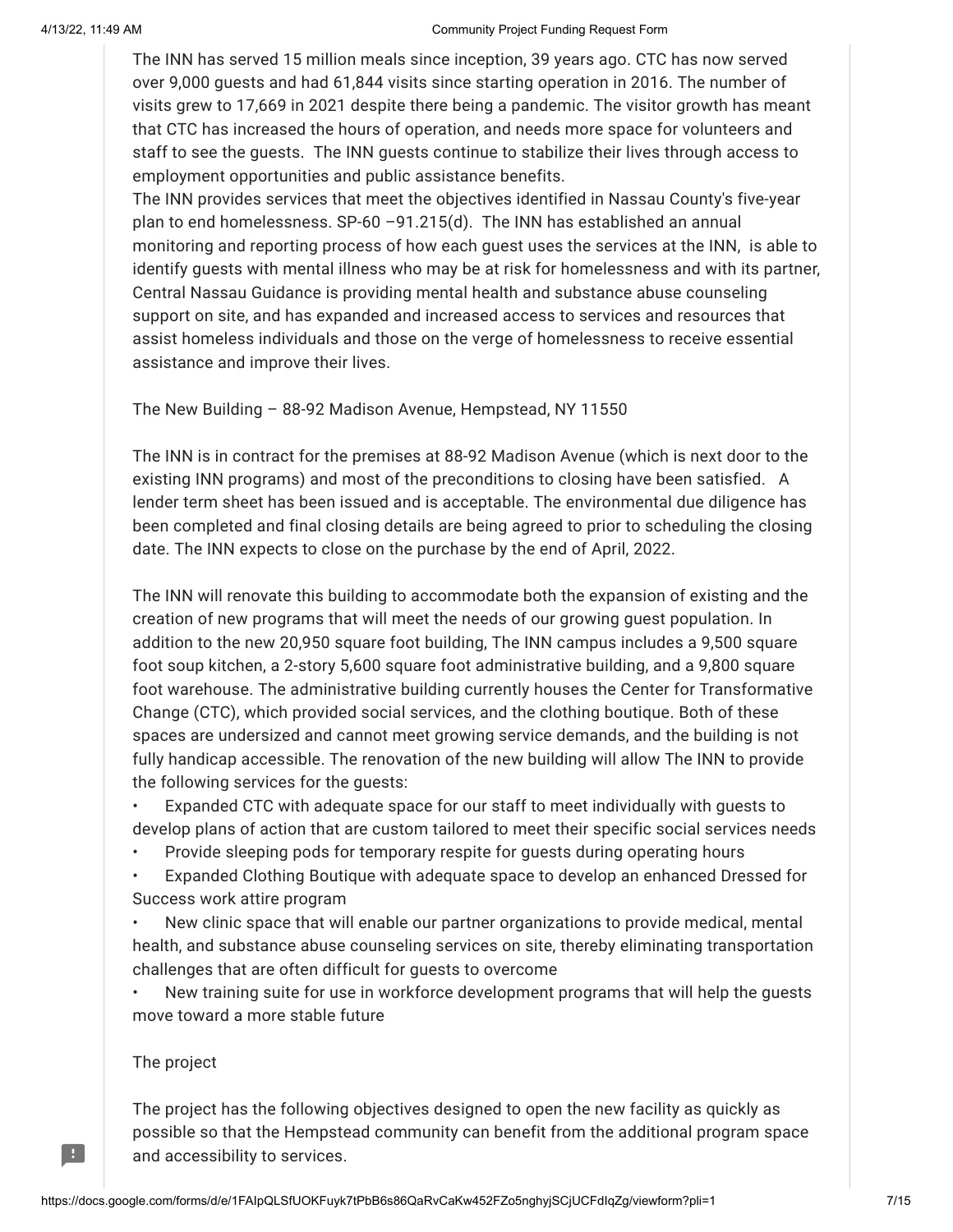The INN has served 15 million meals since inception, 39 years ago. CTC has now served over 9,000 guests and had 61,844 visits since starting operation in 2016. The number of visits grew to 17,669 in 2021 despite there being a pandemic. The visitor growth has meant that CTC has increased the hours of operation, and needs more space for volunteers and staff to see the guests. The INN guests continue to stabilize their lives through access to employment opportunities and public assistance benefits.
The INN provides services that meet the objectives identified in Nassau County's five-year plan to end homelessness. SP-60 –91.215(d). The INN has established an annual monitoring and reporting process of how each guest uses the services at the INN, is able to identify guests with mental illness who may be at risk for homelessness and with its partner, Central Nassau Guidance is providing mental health and substance abuse counseling support on site, and has expanded and increased access to services and resources that assist homeless individuals and those on the verge of homelessness to receive essential assistance and improve their lives.

The New Building – 88-92 Madison Avenue, Hempstead, NY 11550

The INN is in contract for the premises at 88-92 Madison Avenue (which is next door to the existing INN programs) and most of the preconditions to closing have been satisfied. A lender term sheet has been issued and is acceptable. The environmental due diligence has been completed and final closing details are being agreed to prior to scheduling the closing date. The INN expects to close on the purchase by the end of April, 2022.

The INN will renovate this building to accommodate both the expansion of existing and the creation of new programs that will meet the needs of our growing guest population. In addition to the new 20,950 square foot building, The INN campus includes a 9,500 square foot soup kitchen, a 2-story 5,600 square foot administrative building, and a 9,800 square foot warehouse. The administrative building currently houses the Center for Transformative Change (CTC), which provided social services, and the clothing boutique. Both of these spaces are undersized and cannot meet growing service demands, and the building is not fully handicap accessible. The renovation of the new building will allow The INN to provide the following services for the guests:

- Expanded CTC with adequate space for our staff to meet individually with guests to develop plans of action that are custom tailored to meet their specific social services needs
- Provide sleeping pods for temporary respite for guests during operating hours
- Expanded Clothing Boutique with adequate space to develop an enhanced Dressed for Success work attire program
- New clinic space that will enable our partner organizations to provide medical, mental health, and substance abuse counseling services on site, thereby eliminating transportation challenges that are often difficult for guests to overcome
- New training suite for use in workforce development programs that will help the guests move toward a more stable future

The project

The project has the following objectives designed to open the new facility as quickly as possible so that the Hempstead community can benefit from the additional program space and accessibility to services.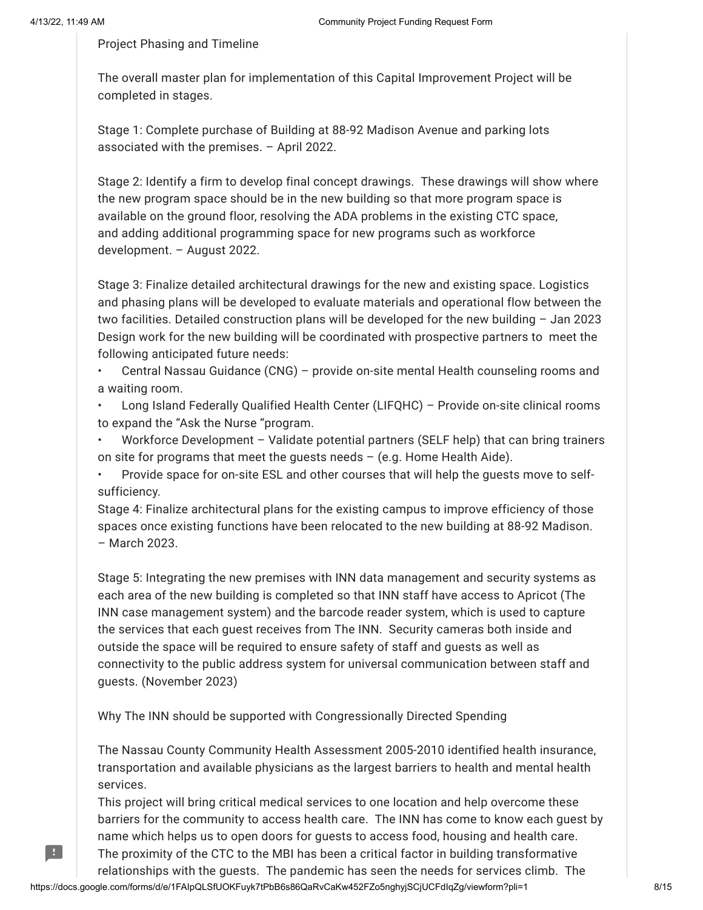Project Phasing and Timeline

The overall master plan for implementation of this Capital Improvement Project will be completed in stages.

Stage 1: Complete purchase of Building at 88-92 Madison Avenue and parking lots associated with the premises. – April 2022.

Stage 2: Identify a firm to develop final concept drawings. These drawings will show where the new program space should be in the new building so that more program space is available on the ground floor, resolving the ADA problems in the existing CTC space, and adding additional programming space for new programs such as workforce development. – August 2022.

Stage 3: Finalize detailed architectural drawings for the new and existing space. Logistics and phasing plans will be developed to evaluate materials and operational flow between the two facilities. Detailed construction plans will be developed for the new building – Jan 2023
Design work for the new building will be coordinated with prospective partners to meet the following anticipated future needs:

- Central Nassau Guidance (CNG) – provide on-site mental Health counseling rooms and a waiting room.
- Long Island Federally Qualified Health Center (LIFQHC) – Provide on-site clinical rooms to expand the "Ask the Nurse "program.
- Workforce Development – Validate potential partners (SELF help) that can bring trainers on site for programs that meet the guests needs – (e.g. Home Health Aide).
- Provide space for on-site ESL and other courses that will help the guests move to self-sufficiency.

Stage 4: Finalize architectural plans for the existing campus to improve efficiency of those spaces once existing functions have been relocated to the new building at 88-92 Madison. – March 2023.

Stage 5: Integrating the new premises with INN data management and security systems as each area of the new building is completed so that INN staff have access to Apricot (The INN case management system) and the barcode reader system, which is used to capture the services that each guest receives from The INN. Security cameras both inside and outside the space will be required to ensure safety of staff and guests as well as connectivity to the public address system for universal communication between staff and guests. (November 2023)

Why The INN should be supported with Congressionally Directed Spending

The Nassau County Community Health Assessment 2005-2010 identified health insurance, transportation and available physicians as the largest barriers to health and mental health services.
This project will bring critical medical services to one location and help overcome these barriers for the community to access health care. The INN has come to know each guest by name which helps us to open doors for guests to access food, housing and health care. The proximity of the CTC to the MBI has been a critical factor in building transformative relationships with the guests. The pandemic has seen the needs for services climb. The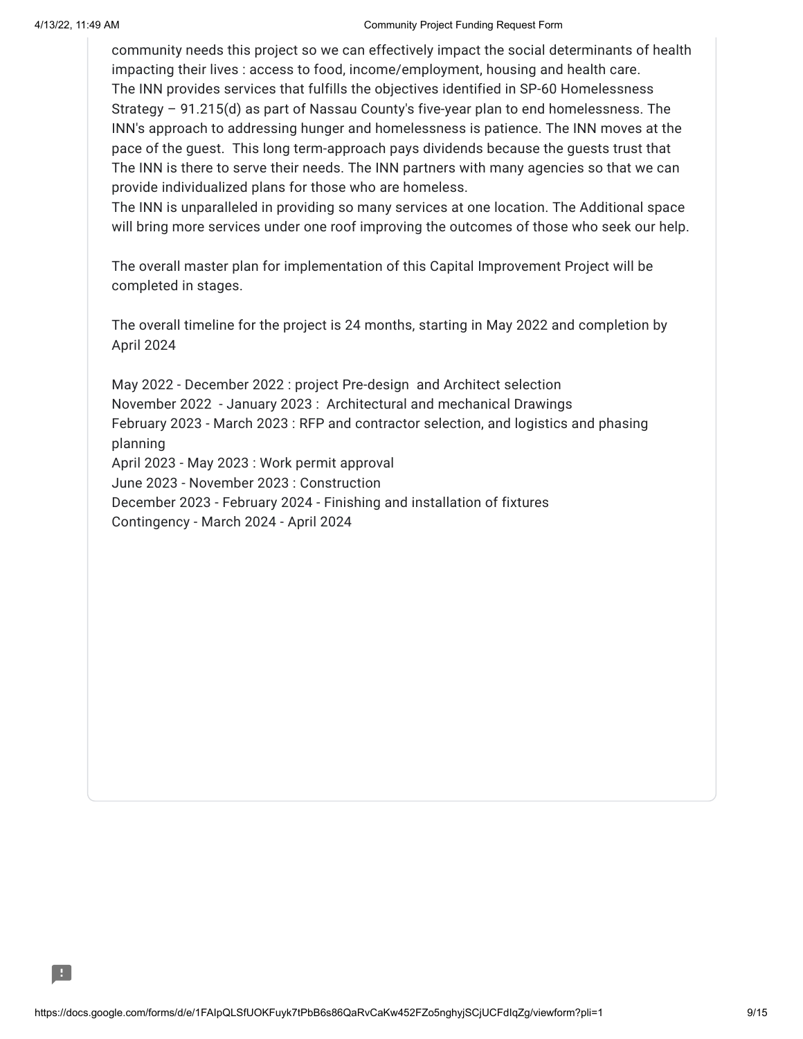community needs this project so we can effectively impact the social determinants of health impacting their lives : access to food, income/employment, housing and health care.
The INN provides services that fulfills the objectives identified in SP-60 Homelessness Strategy – 91.215(d) as part of Nassau County's five-year plan to end homelessness. The INN's approach to addressing hunger and homelessness is patience. The INN moves at the pace of the guest. This long term-approach pays dividends because the guests trust that The INN is there to serve their needs. The INN partners with many agencies so that we can provide individualized plans for those who are homeless.
The INN is unparalleled in providing so many services at one location. The Additional space will bring more services under one roof improving the outcomes of those who seek our help.

The overall master plan for implementation of this Capital Improvement Project will be completed in stages.

The overall timeline for the project is 24 months, starting in May 2022 and completion by April 2024

May 2022 - December 2022 : project Pre-design and Architect selection
November 2022 - January 2023 : Architectural and mechanical Drawings
February 2023 - March 2023 : RFP and contractor selection, and logistics and phasing planning
April 2023 - May 2023 : Work permit approval
June 2023 - November 2023 : Construction
December 2023 - February 2024 - Finishing and installation of fixtures
Contingency - March 2024 - April 2024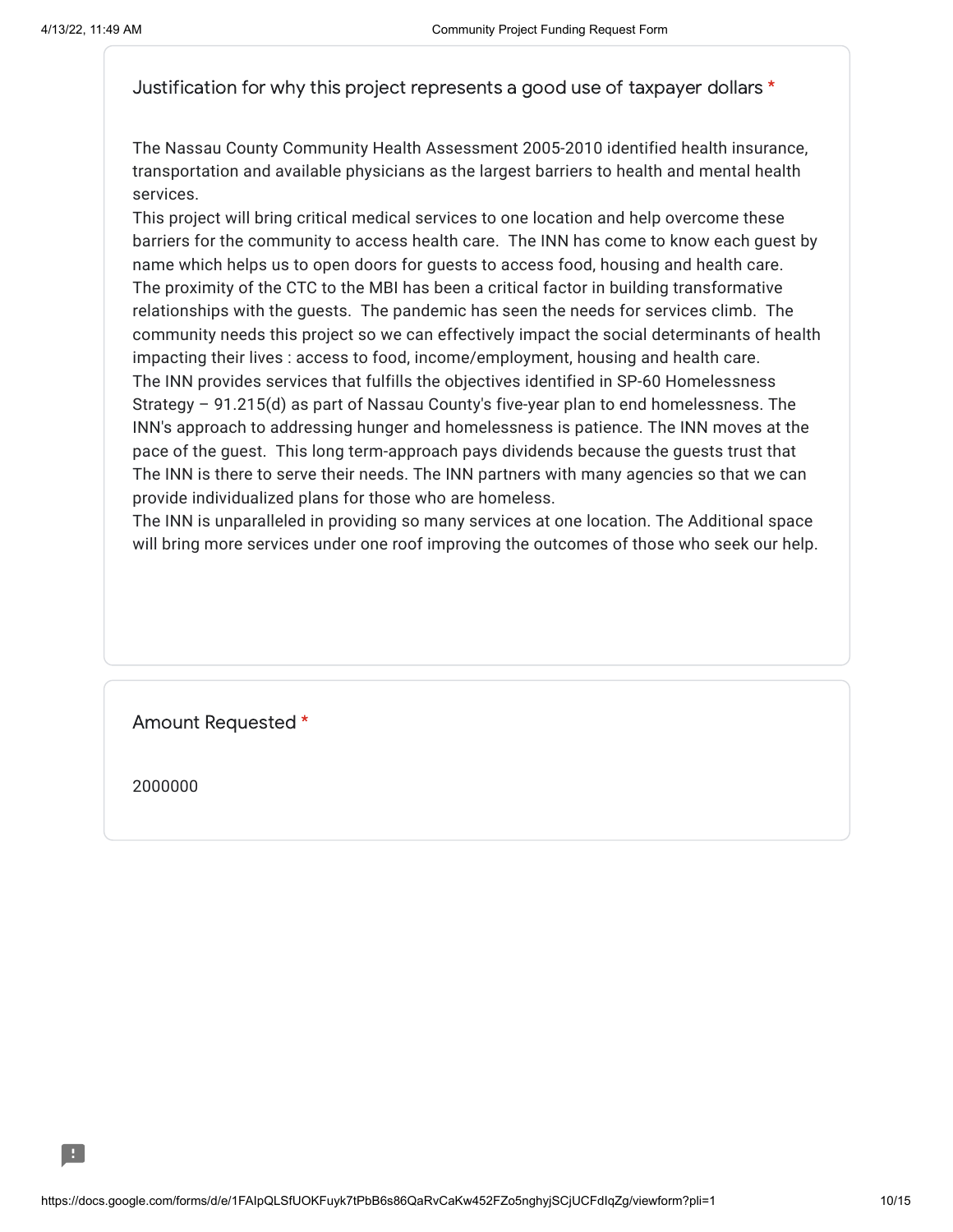Justification for why this project represents a good use of taxpayer dollars *

The Nassau County Community Health Assessment 2005-2010 identified health insurance, transportation and available physicians as the largest barriers to health and mental health services.
This project will bring critical medical services to one location and help overcome these barriers for the community to access health care. The INN has come to know each guest by name which helps us to open doors for guests to access food, housing and health care. The proximity of the CTC to the MBI has been a critical factor in building transformative relationships with the guests. The pandemic has seen the needs for services climb. The community needs this project so we can effectively impact the social determinants of health impacting their lives : access to food, income/employment, housing and health care.
The INN provides services that fulfills the objectives identified in SP-60 Homelessness Strategy – 91.215(d) as part of Nassau County's five-year plan to end homelessness. The INN's approach to addressing hunger and homelessness is patience. The INN moves at the pace of the guest. This long term-approach pays dividends because the guests trust that The INN is there to serve their needs. The INN partners with many agencies so that we can provide individualized plans for those who are homeless.
The INN is unparalleled in providing so many services at one location. The Additional space will bring more services under one roof improving the outcomes of those who seek our help.

Amount Requested *

2000000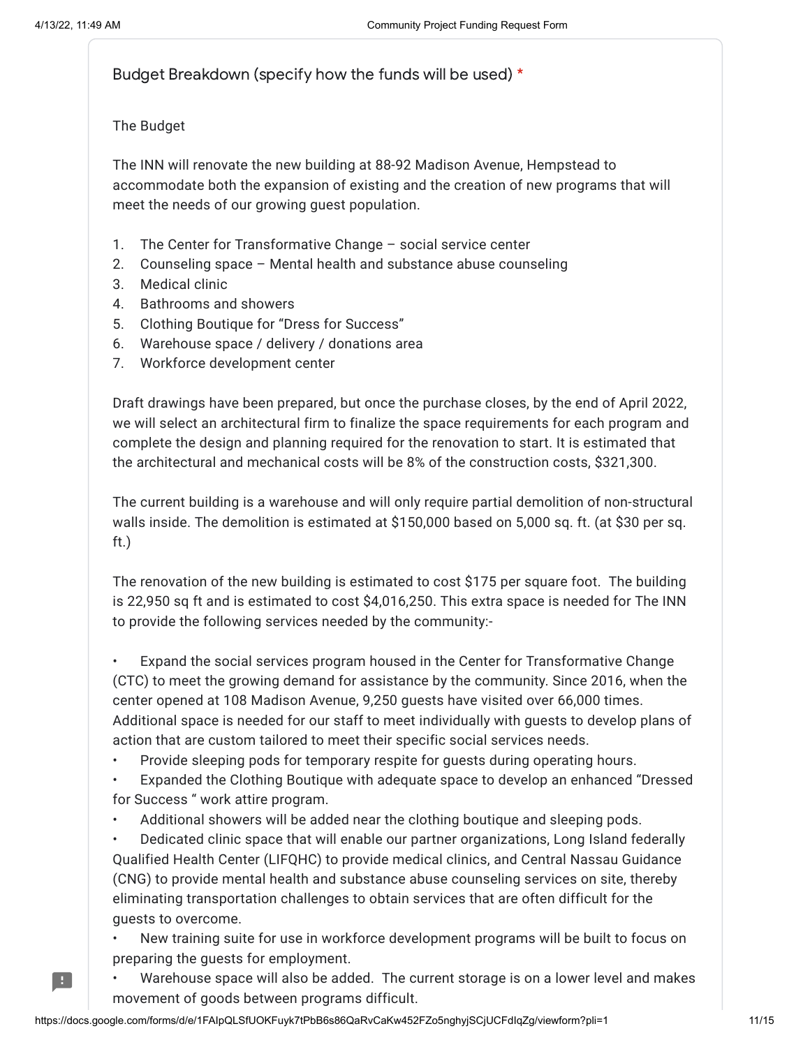Budget Breakdown (specify how the funds will be used) *

The Budget

The INN will renovate the new building at 88-92 Madison Avenue, Hempstead to accommodate both the expansion of existing and the creation of new programs that will meet the needs of our growing guest population.

1. The Center for Transformative Change – social service center
2. Counseling space – Mental health and substance abuse counseling
3. Medical clinic
4. Bathrooms and showers
5. Clothing Boutique for "Dress for Success"
6. Warehouse space / delivery / donations area
7. Workforce development center

Draft drawings have been prepared, but once the purchase closes, by the end of April 2022, we will select an architectural firm to finalize the space requirements for each program and complete the design and planning required for the renovation to start. It is estimated that the architectural and mechanical costs will be 8% of the construction costs, $321,300.

The current building is a warehouse and will only require partial demolition of non-structural walls inside. The demolition is estimated at $150,000 based on 5,000 sq. ft. (at $30 per sq. ft.)

The renovation of the new building is estimated to cost $175 per square foot. The building is 22,950 sq ft and is estimated to cost $4,016,250. This extra space is needed for The INN to provide the following services needed by the community:-

- Expand the social services program housed in the Center for Transformative Change (CTC) to meet the growing demand for assistance by the community. Since 2016, when the center opened at 108 Madison Avenue, 9,250 guests have visited over 66,000 times. Additional space is needed for our staff to meet individually with guests to develop plans of action that are custom tailored to meet their specific social services needs.
- Provide sleeping pods for temporary respite for guests during operating hours.
- Expanded the Clothing Boutique with adequate space to develop an enhanced "Dressed for Success " work attire program.
- Additional showers will be added near the clothing boutique and sleeping pods.
- Dedicated clinic space that will enable our partner organizations, Long Island federally Qualified Health Center (LIFQHC) to provide medical clinics, and Central Nassau Guidance (CNG) to provide mental health and substance abuse counseling services on site, thereby eliminating transportation challenges to obtain services that are often difficult for the guests to overcome.
- New training suite for use in workforce development programs will be built to focus on preparing the guests for employment.
- Warehouse space will also be added. The current storage is on a lower level and makes movement of goods between programs difficult.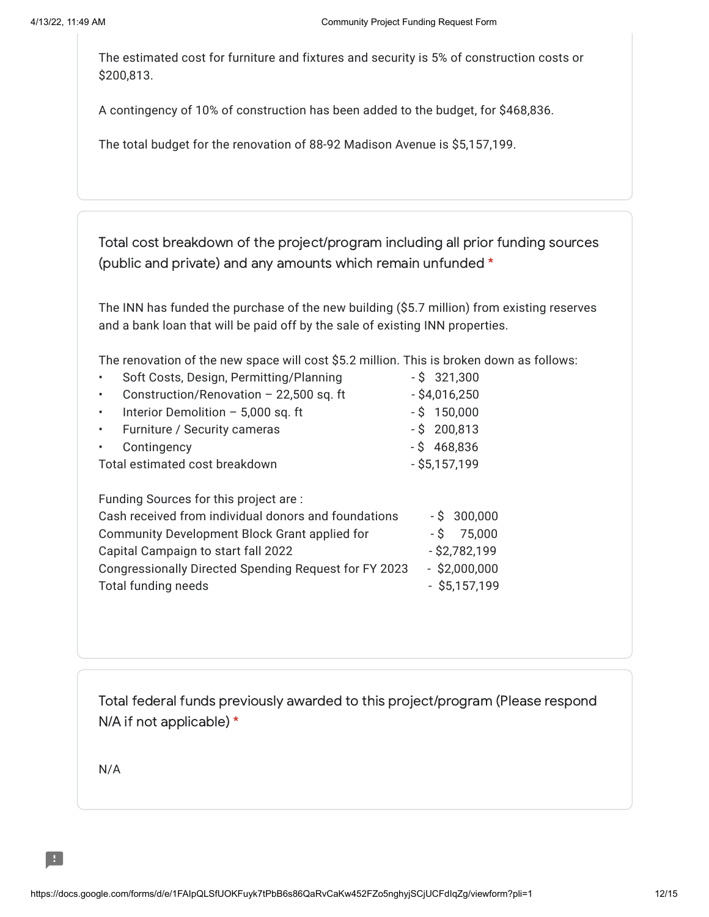The estimated cost for furniture and fixtures and security is 5% of construction costs or $200,813.

A contingency of 10% of construction has been added to the budget, for $468,836.

The total budget for the renovation of 88-92 Madison Avenue is $5,157,199.

### Total cost breakdown of the project/program including all prior funding sources (public and private) and any amounts which remain unfunded *

The INN has funded the purchase of the new building ($5.7 million) from existing reserves and a bank loan that will be paid off by the sale of existing INN properties.

The renovation of the new space will cost $5.2 million. This is broken down as follows:

| Item | Cost |
| --- | --- |
| • Soft Costs, Design, Permitting/Planning | - $ 321,300 |
| • Construction/Renovation – 22,500 sq. ft | - $4,016,250 |
| • Interior Demolition – 5,000 sq. ft | - $ 150,000 |
| • Furniture / Security cameras | - $ 200,813 |
| • Contingency | - $ 468,836 |
| Total estimated cost breakdown | - $5,157,199 |

Funding Sources for this project are :

| Source | Amount |
| --- | --- |
| Cash received from individual donors and foundations | - $ 300,000 |
| Community Development Block Grant applied for | - $ 75,000 |
| Capital Campaign to start fall 2022 | - $2,782,199 |
| Congressionally Directed Spending Request for FY 2023 | - $2,000,000 |
| Total funding needs | - $5,157,199 |

### Total federal funds previously awarded to this project/program (Please respond N/A if not applicable) *

N/A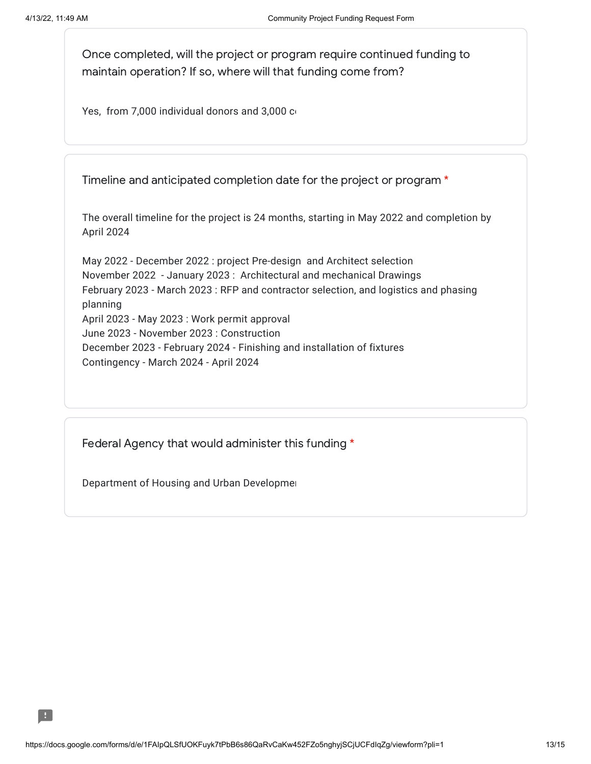Once completed, will the project or program require continued funding to maintain operation? If so, where will that funding come from?

Yes, from 7,000 individual donors and 3,000 c

Timeline and anticipated completion date for the project or program *

The overall timeline for the project is 24 months, starting in May 2022 and completion by April 2024

May 2022 - December 2022 : project Pre-design and Architect selection
November 2022 - January 2023 : Architectural and mechanical Drawings
February 2023 - March 2023 : RFP and contractor selection, and logistics and phasing planning
April 2023 - May 2023 : Work permit approval
June 2023 - November 2023 : Construction
December 2023 - February 2024 - Finishing and installation of fixtures
Contingency - March 2024 - April 2024

Federal Agency that would administer this funding *

Department of Housing and Urban Developme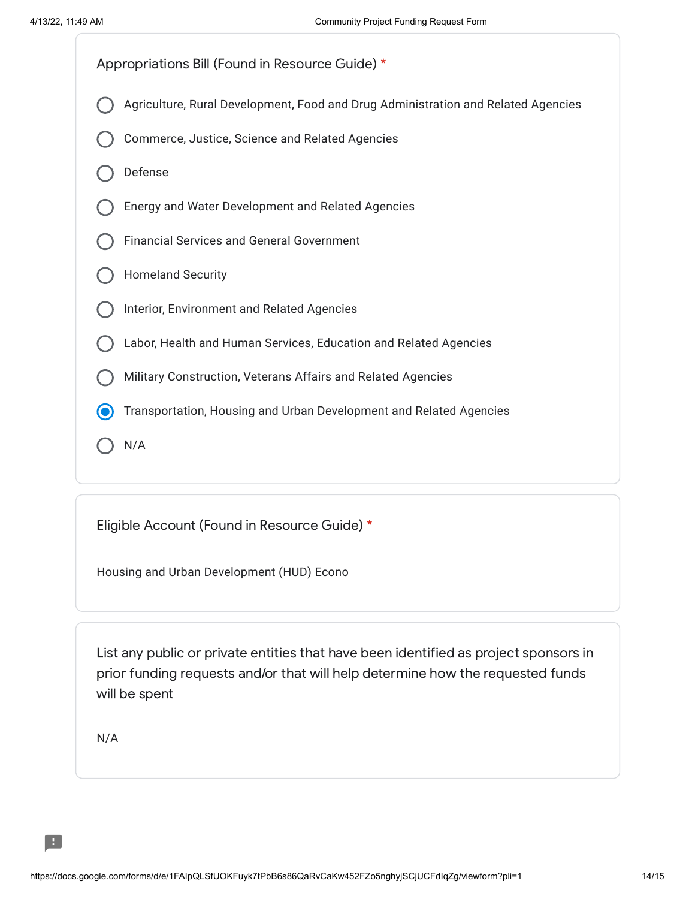Appropriations Bill (Found in Resource Guide) *

- ○ Agriculture, Rural Development, Food and Drug Administration and Related Agencies
- ○ Commerce, Justice, Science and Related Agencies
- ○ Defense
- ○ Energy and Water Development and Related Agencies
- ○ Financial Services and General Government
- ○ Homeland Security
- ○ Interior, Environment and Related Agencies
- ○ Labor, Health and Human Services, Education and Related Agencies
- ○ Military Construction, Veterans Affairs and Related Agencies
- ◉ Transportation, Housing and Urban Development and Related Agencies
- ○ N/A

Eligible Account (Found in Resource Guide) *

Housing and Urban Development (HUD) Econo

List any public or private entities that have been identified as project sponsors in prior funding requests and/or that will help determine how the requested funds will be spent

N/A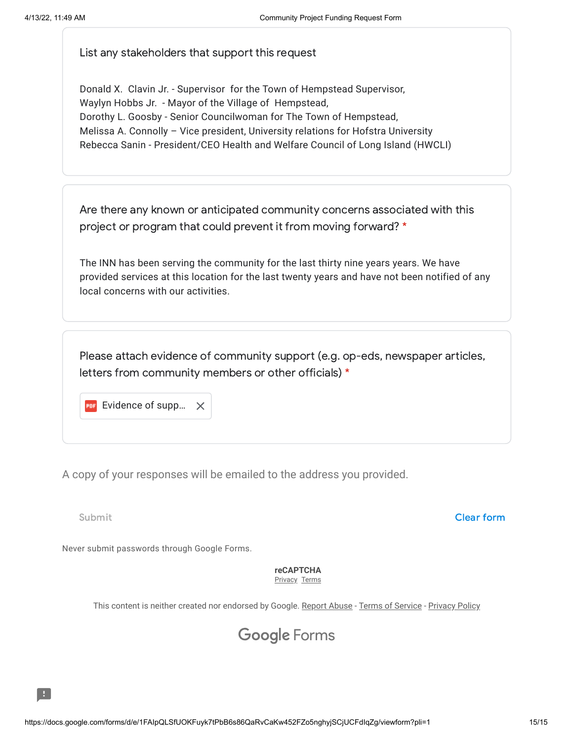List any stakeholders that support this request

Donald X. Clavin Jr. - Supervisor for the Town of Hempstead Supervisor,
Waylyn Hobbs Jr. - Mayor of the Village of Hempstead,
Dorothy L. Goosby - Senior Councilwoman for The Town of Hempstead,
Melissa A. Connolly – Vice president, University relations for Hofstra University
Rebecca Sanin - President/CEO Health and Welfare Council of Long Island (HWCLI)

Are there any known or anticipated community concerns associated with this project or program that could prevent it from moving forward? *

The INN has been serving the community for the last thirty nine years years. We have provided services at this location for the last twenty years and have not been notified of any local concerns with our activities.

Please attach evidence of community support (e.g. op-eds, newspaper articles, letters from community members or other officials) *

Evidence of supp...

A copy of your responses will be emailed to the address you provided.

Submit

Clear form

Never submit passwords through Google Forms.

reCAPTCHA
Privacy Terms

This content is neither created nor endorsed by Google. Report Abuse - Terms of Service - Privacy Policy

Google Forms